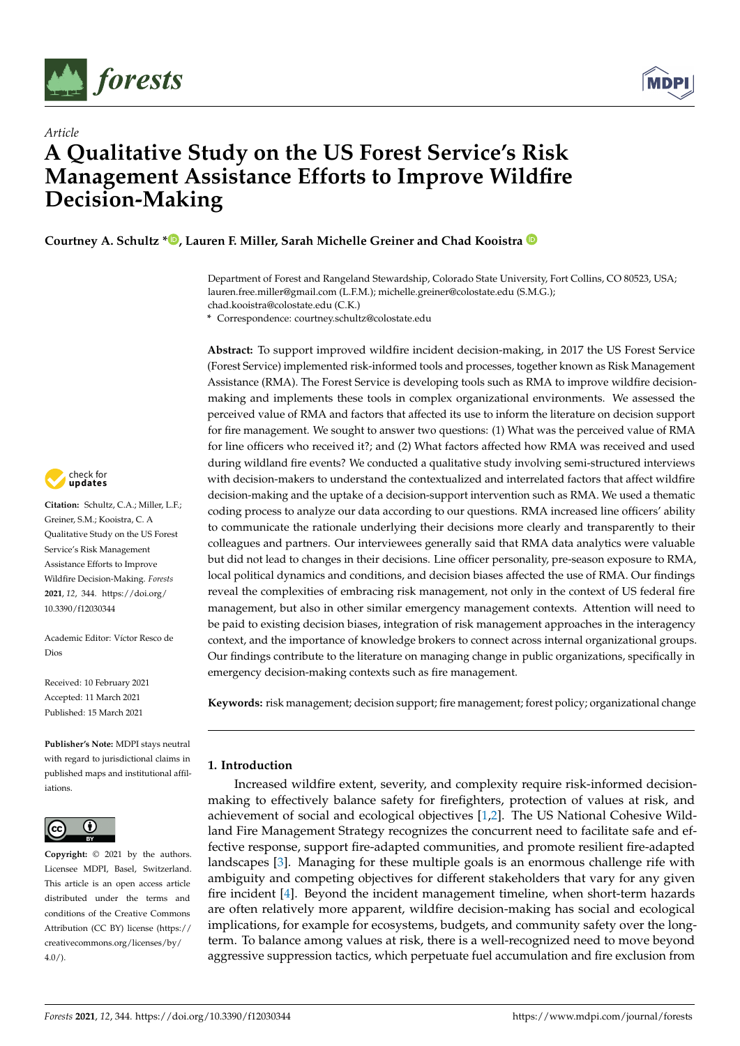*Article*

# A Qualitative Study on the US Forest Service's Risk Management Assistance Efforts to Improve Wildfire Decision-Making

**Courtney A. Schultz \*, Lauren F. Miller, Sarah Michelle Greiner and Chad Kooistra**

Department of Forest and Rangeland Stewardship, Colorado State University, Fort Collins, CO 80523, USA; lauren.free.miller@gmail.com (L.F.M.); michelle.greiner@colostate.edu (S.M.G.); chad.kooistra@colostate.edu (C.K.)

\* Correspondence: courtney.schultz@colostate.edu

**Abstract:** To support improved wildfire incident decision-making, in 2017 the US Forest Service (Forest Service) implemented risk-informed tools and processes, together known as Risk Management Assistance (RMA). The Forest Service is developing tools such as RMA to improve wildfire decision-making and implements these tools in complex organizational environments. We assessed the perceived value of RMA and factors that affected its use to inform the literature on decision support for fire management. We sought to answer two questions: (1) What was the perceived value of RMA for line officers who received it?; and (2) What factors affected how RMA was received and used during wildland fire events? We conducted a qualitative study involving semi-structured interviews with decision-makers to understand the contextualized and interrelated factors that affect wildfire decision-making and the uptake of a decision-support intervention such as RMA. We used a thematic coding process to analyze our data according to our questions. RMA increased line officers' ability to communicate the rationale underlying their decisions more clearly and transparently to their colleagues and partners. Our interviewees generally said that RMA data analytics were valuable but did not lead to changes in their decisions. Line officer personality, pre-season exposure to RMA, local political dynamics and conditions, and decision biases affected the use of RMA. Our findings reveal the complexities of embracing risk management, not only in the context of US federal fire management, but also in other similar emergency management contexts. Attention will need to be paid to existing decision biases, integration of risk management approaches in the interagency context, and the importance of knowledge brokers to connect across internal organizational groups. Our findings contribute to the literature on managing change in public organizations, specifically in emergency decision-making contexts such as fire management.

**Keywords:** risk management; decision support; fire management; forest policy; organizational change

**Citation:** Schultz, C.A.; Miller, L.F.; Greiner, S.M.; Kooistra, C. A Qualitative Study on the US Forest Service's Risk Management Assistance Efforts to Improve Wildfire Decision-Making. *Forests* **2021**, *12*, 344. https://doi.org/10.3390/f12030344

Academic Editor: Víctor Resco de Dios

Received: 10 February 2021
Accepted: 11 March 2021
Published: 15 March 2021

**Publisher's Note:** MDPI stays neutral with regard to jurisdictional claims in published maps and institutional affiliations.

**Copyright:** © 2021 by the authors. Licensee MDPI, Basel, Switzerland. This article is an open access article distributed under the terms and conditions of the Creative Commons Attribution (CC BY) license (https://creativecommons.org/licenses/by/4.0/).

## 1. Introduction

Increased wildfire extent, severity, and complexity require risk-informed decision-making to effectively balance safety for firefighters, protection of values at risk, and achievement of social and ecological objectives [1,2]. The US National Cohesive Wildland Fire Management Strategy recognizes the concurrent need to facilitate safe and effective response, support fire-adapted communities, and promote resilient fire-adapted landscapes [3]. Managing for these multiple goals is an enormous challenge rife with ambiguity and competing objectives for different stakeholders that vary for any given fire incident [4]. Beyond the incident management timeline, when short-term hazards are often relatively more apparent, wildfire decision-making has social and ecological implications, for example for ecosystems, budgets, and community safety over the long-term. To balance among values at risk, there is a well-recognized need to move beyond aggressive suppression tactics, which perpetuate fuel accumulation and fire exclusion from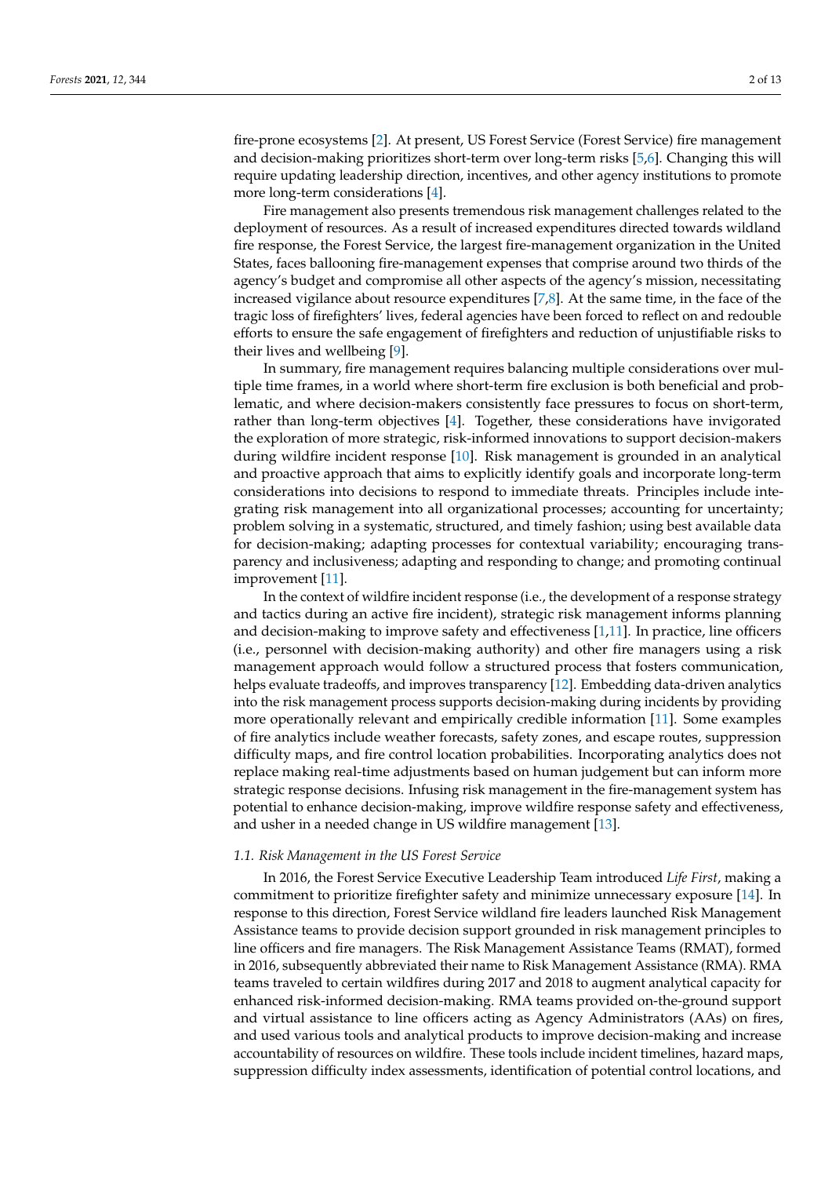fire-prone ecosystems [2]. At present, US Forest Service (Forest Service) fire management and decision-making prioritizes short-term over long-term risks [5,6]. Changing this will require updating leadership direction, incentives, and other agency institutions to promote more long-term considerations [4].

Fire management also presents tremendous risk management challenges related to the deployment of resources. As a result of increased expenditures directed towards wildland fire response, the Forest Service, the largest fire-management organization in the United States, faces ballooning fire-management expenses that comprise around two thirds of the agency's budget and compromise all other aspects of the agency's mission, necessitating increased vigilance about resource expenditures [7,8]. At the same time, in the face of the tragic loss of firefighters' lives, federal agencies have been forced to reflect on and redouble efforts to ensure the safe engagement of firefighters and reduction of unjustifiable risks to their lives and wellbeing [9].

In summary, fire management requires balancing multiple considerations over multiple time frames, in a world where short-term fire exclusion is both beneficial and problematic, and where decision-makers consistently face pressures to focus on short-term, rather than long-term objectives [4]. Together, these considerations have invigorated the exploration of more strategic, risk-informed innovations to support decision-makers during wildfire incident response [10]. Risk management is grounded in an analytical and proactive approach that aims to explicitly identify goals and incorporate long-term considerations into decisions to respond to immediate threats. Principles include integrating risk management into all organizational processes; accounting for uncertainty; problem solving in a systematic, structured, and timely fashion; using best available data for decision-making; adapting processes for contextual variability; encouraging transparency and inclusiveness; adapting and responding to change; and promoting continual improvement [11].

In the context of wildfire incident response (i.e., the development of a response strategy and tactics during an active fire incident), strategic risk management informs planning and decision-making to improve safety and effectiveness [1,11]. In practice, line officers (i.e., personnel with decision-making authority) and other fire managers using a risk management approach would follow a structured process that fosters communication, helps evaluate tradeoffs, and improves transparency [12]. Embedding data-driven analytics into the risk management process supports decision-making during incidents by providing more operationally relevant and empirically credible information [11]. Some examples of fire analytics include weather forecasts, safety zones, and escape routes, suppression difficulty maps, and fire control location probabilities. Incorporating analytics does not replace making real-time adjustments based on human judgement but can inform more strategic response decisions. Infusing risk management in the fire-management system has potential to enhance decision-making, improve wildfire response safety and effectiveness, and usher in a needed change in US wildfire management [13].

### 1.1. Risk Management in the US Forest Service

In 2016, the Forest Service Executive Leadership Team introduced *Life First*, making a commitment to prioritize firefighter safety and minimize unnecessary exposure [14]. In response to this direction, Forest Service wildland fire leaders launched Risk Management Assistance teams to provide decision support grounded in risk management principles to line officers and fire managers. The Risk Management Assistance Teams (RMAT), formed in 2016, subsequently abbreviated their name to Risk Management Assistance (RMA). RMA teams traveled to certain wildfires during 2017 and 2018 to augment analytical capacity for enhanced risk-informed decision-making. RMA teams provided on-the-ground support and virtual assistance to line officers acting as Agency Administrators (AAs) on fires, and used various tools and analytical products to improve decision-making and increase accountability of resources on wildfire. These tools include incident timelines, hazard maps, suppression difficulty index assessments, identification of potential control locations, and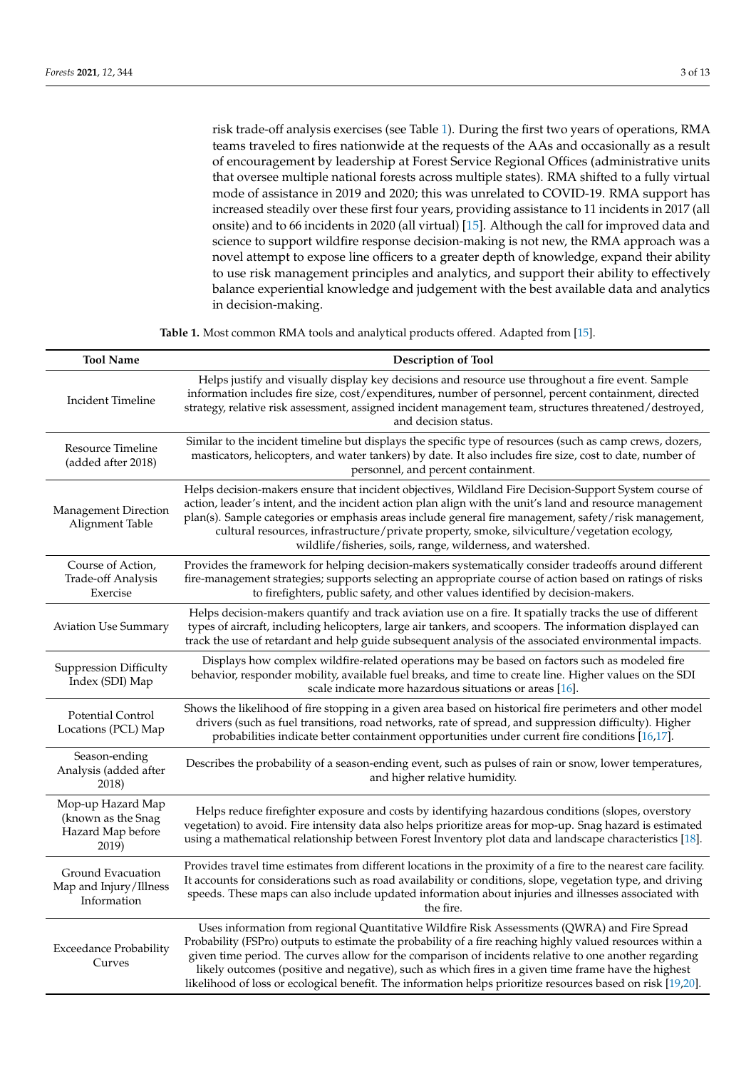risk trade-off analysis exercises (see Table 1). During the first two years of operations, RMA teams traveled to fires nationwide at the requests of the AAs and occasionally as a result of encouragement by leadership at Forest Service Regional Offices (administrative units that oversee multiple national forests across multiple states). RMA shifted to a fully virtual mode of assistance in 2019 and 2020; this was unrelated to COVID-19. RMA support has increased steadily over these first four years, providing assistance to 11 incidents in 2017 (all onsite) and to 66 incidents in 2020 (all virtual) [15]. Although the call for improved data and science to support wildfire response decision-making is not new, the RMA approach was a novel attempt to expose line officers to a greater depth of knowledge, expand their ability to use risk management principles and analytics, and support their ability to effectively balance experiential knowledge and judgement with the best available data and analytics in decision-making.

**Table 1.** Most common RMA tools and analytical products offered. Adapted from [15].

| Tool Name | Description of Tool |
|---|---|
| Incident Timeline | Helps justify and visually display key decisions and resource use throughout a fire event. Sample information includes fire size, cost/expenditures, number of personnel, percent containment, directed strategy, relative risk assessment, assigned incident management team, structures threatened/destroyed, and decision status. |
| Resource Timeline (added after 2018) | Similar to the incident timeline but displays the specific type of resources (such as camp crews, dozers, masticators, helicopters, and water tankers) by date. It also includes fire size, cost to date, number of personnel, and percent containment. |
| Management Direction Alignment Table | Helps decision-makers ensure that incident objectives, Wildland Fire Decision-Support System course of action, leader's intent, and the incident action plan align with the unit's land and resource management plan(s). Sample categories or emphasis areas include general fire management, safety/risk management, cultural resources, infrastructure/private property, smoke, silviculture/vegetation ecology, wildlife/fisheries, soils, range, wilderness, and watershed. |
| Course of Action, Trade-off Analysis Exercise | Provides the framework for helping decision-makers systematically consider tradeoffs around different fire-management strategies; supports selecting an appropriate course of action based on ratings of risks to firefighters, public safety, and other values identified by decision-makers. |
| Aviation Use Summary | Helps decision-makers quantify and track aviation use on a fire. It spatially tracks the use of different types of aircraft, including helicopters, large air tankers, and scoopers. The information displayed can track the use of retardant and help guide subsequent analysis of the associated environmental impacts. |
| Suppression Difficulty Index (SDI) Map | Displays how complex wildfire-related operations may be based on factors such as modeled fire behavior, responder mobility, available fuel breaks, and time to create line. Higher values on the SDI scale indicate more hazardous situations or areas [16]. |
| Potential Control Locations (PCL) Map | Shows the likelihood of fire stopping in a given area based on historical fire perimeters and other model drivers (such as fuel transitions, road networks, rate of spread, and suppression difficulty). Higher probabilities indicate better containment opportunities under current fire conditions [16,17]. |
| Season-ending Analysis (added after 2018) | Describes the probability of a season-ending event, such as pulses of rain or snow, lower temperatures, and higher relative humidity. |
| Mop-up Hazard Map (known as the Snag Hazard Map before 2019) | Helps reduce firefighter exposure and costs by identifying hazardous conditions (slopes, overstory vegetation) to avoid. Fire intensity data also helps prioritize areas for mop-up. Snag hazard is estimated using a mathematical relationship between Forest Inventory plot data and landscape characteristics [18]. |
| Ground Evacuation Map and Injury/Illness Information | Provides travel time estimates from different locations in the proximity of a fire to the nearest care facility. It accounts for considerations such as road availability or conditions, slope, vegetation type, and driving speeds. These maps can also include updated information about injuries and illnesses associated with the fire. |
| Exceedance Probability Curves | Uses information from regional Quantitative Wildfire Risk Assessments (QWRA) and Fire Spread Probability (FSPro) outputs to estimate the probability of a fire reaching highly valued resources within a given time period. The curves allow for the comparison of incidents relative to one another regarding likely outcomes (positive and negative), such as which fires in a given time frame have the highest likelihood of loss or ecological benefit. The information helps prioritize resources based on risk [19,20]. |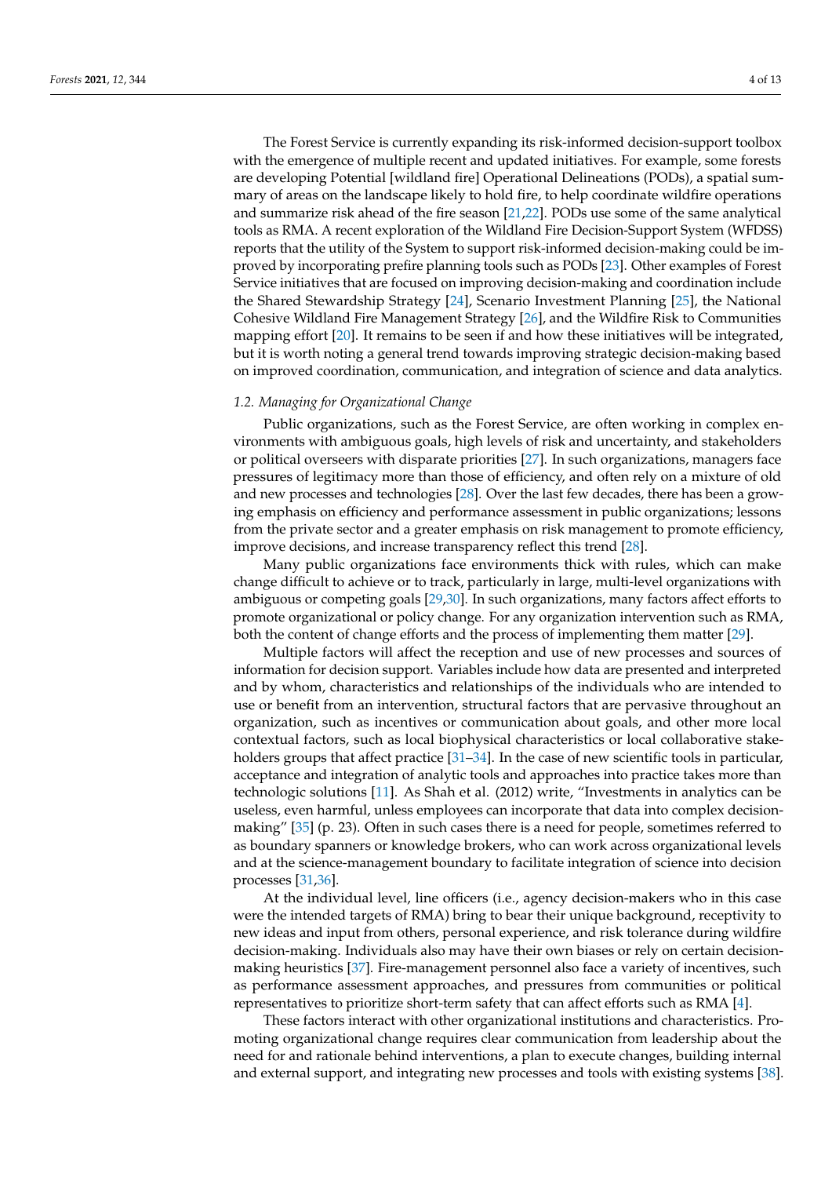The Forest Service is currently expanding its risk-informed decision-support toolbox with the emergence of multiple recent and updated initiatives. For example, some forests are developing Potential [wildland fire] Operational Delineations (PODs), a spatial summary of areas on the landscape likely to hold fire, to help coordinate wildfire operations and summarize risk ahead of the fire season [21,22]. PODs use some of the same analytical tools as RMA. A recent exploration of the Wildland Fire Decision-Support System (WFDSS) reports that the utility of the System to support risk-informed decision-making could be improved by incorporating prefire planning tools such as PODs [23]. Other examples of Forest Service initiatives that are focused on improving decision-making and coordination include the Shared Stewardship Strategy [24], Scenario Investment Planning [25], the National Cohesive Wildland Fire Management Strategy [26], and the Wildfire Risk to Communities mapping effort [20]. It remains to be seen if and how these initiatives will be integrated, but it is worth noting a general trend towards improving strategic decision-making based on improved coordination, communication, and integration of science and data analytics.

### *1.2. Managing for Organizational Change*

Public organizations, such as the Forest Service, are often working in complex environments with ambiguous goals, high levels of risk and uncertainty, and stakeholders or political overseers with disparate priorities [27]. In such organizations, managers face pressures of legitimacy more than those of efficiency, and often rely on a mixture of old and new processes and technologies [28]. Over the last few decades, there has been a growing emphasis on efficiency and performance assessment in public organizations; lessons from the private sector and a greater emphasis on risk management to promote efficiency, improve decisions, and increase transparency reflect this trend [28].

Many public organizations face environments thick with rules, which can make change difficult to achieve or to track, particularly in large, multi-level organizations with ambiguous or competing goals [29,30]. In such organizations, many factors affect efforts to promote organizational or policy change. For any organization intervention such as RMA, both the content of change efforts and the process of implementing them matter [29].

Multiple factors will affect the reception and use of new processes and sources of information for decision support. Variables include how data are presented and interpreted and by whom, characteristics and relationships of the individuals who are intended to use or benefit from an intervention, structural factors that are pervasive throughout an organization, such as incentives or communication about goals, and other more local contextual factors, such as local biophysical characteristics or local collaborative stakeholders groups that affect practice [31–34]. In the case of new scientific tools in particular, acceptance and integration of analytic tools and approaches into practice takes more than technologic solutions [11]. As Shah et al. (2012) write, "Investments in analytics can be useless, even harmful, unless employees can incorporate that data into complex decision-making" [35] (p. 23). Often in such cases there is a need for people, sometimes referred to as boundary spanners or knowledge brokers, who can work across organizational levels and at the science-management boundary to facilitate integration of science into decision processes [31,36].

At the individual level, line officers (i.e., agency decision-makers who in this case were the intended targets of RMA) bring to bear their unique background, receptivity to new ideas and input from others, personal experience, and risk tolerance during wildfire decision-making. Individuals also may have their own biases or rely on certain decision-making heuristics [37]. Fire-management personnel also face a variety of incentives, such as performance assessment approaches, and pressures from communities or political representatives to prioritize short-term safety that can affect efforts such as RMA [4].

These factors interact with other organizational institutions and characteristics. Promoting organizational change requires clear communication from leadership about the need for and rationale behind interventions, a plan to execute changes, building internal and external support, and integrating new processes and tools with existing systems [38].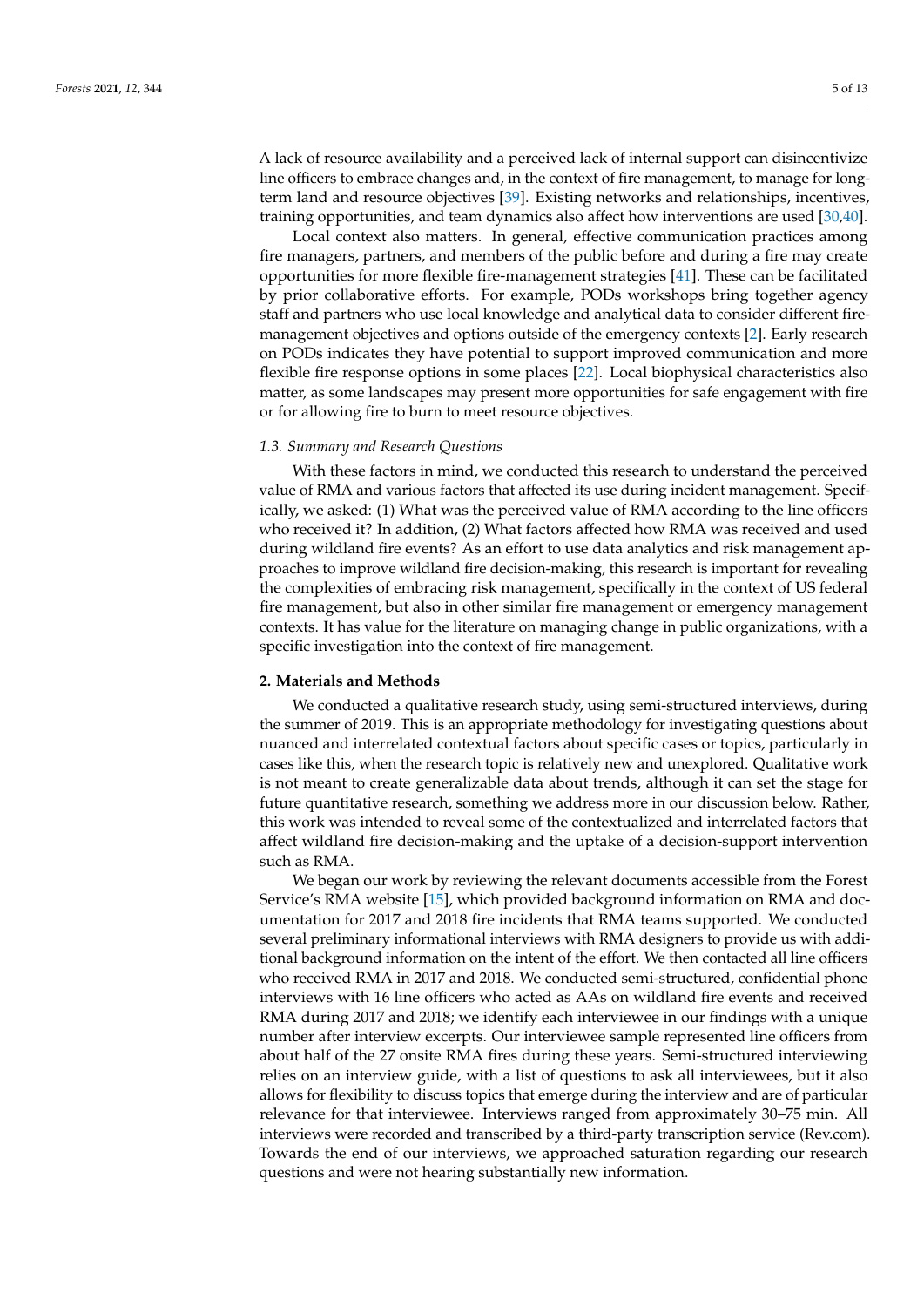A lack of resource availability and a perceived lack of internal support can disincentivize line officers to embrace changes and, in the context of fire management, to manage for long-term land and resource objectives [39]. Existing networks and relationships, incentives, training opportunities, and team dynamics also affect how interventions are used [30,40].

Local context also matters. In general, effective communication practices among fire managers, partners, and members of the public before and during a fire may create opportunities for more flexible fire-management strategies [41]. These can be facilitated by prior collaborative efforts. For example, PODs workshops bring together agency staff and partners who use local knowledge and analytical data to consider different fire-management objectives and options outside of the emergency contexts [2]. Early research on PODs indicates they have potential to support improved communication and more flexible fire response options in some places [22]. Local biophysical characteristics also matter, as some landscapes may present more opportunities for safe engagement with fire or for allowing fire to burn to meet resource objectives.

### *1.3. Summary and Research Questions*

With these factors in mind, we conducted this research to understand the perceived value of RMA and various factors that affected its use during incident management. Specifically, we asked: (1) What was the perceived value of RMA according to the line officers who received it? In addition, (2) What factors affected how RMA was received and used during wildland fire events? As an effort to use data analytics and risk management approaches to improve wildland fire decision-making, this research is important for revealing the complexities of embracing risk management, specifically in the context of US federal fire management, but also in other similar fire management or emergency management contexts. It has value for the literature on managing change in public organizations, with a specific investigation into the context of fire management.

## **2. Materials and Methods**

We conducted a qualitative research study, using semi-structured interviews, during the summer of 2019. This is an appropriate methodology for investigating questions about nuanced and interrelated contextual factors about specific cases or topics, particularly in cases like this, when the research topic is relatively new and unexplored. Qualitative work is not meant to create generalizable data about trends, although it can set the stage for future quantitative research, something we address more in our discussion below. Rather, this work was intended to reveal some of the contextualized and interrelated factors that affect wildland fire decision-making and the uptake of a decision-support intervention such as RMA.

We began our work by reviewing the relevant documents accessible from the Forest Service's RMA website [15], which provided background information on RMA and documentation for 2017 and 2018 fire incidents that RMA teams supported. We conducted several preliminary informational interviews with RMA designers to provide us with additional background information on the intent of the effort. We then contacted all line officers who received RMA in 2017 and 2018. We conducted semi-structured, confidential phone interviews with 16 line officers who acted as AAs on wildland fire events and received RMA during 2017 and 2018; we identify each interviewee in our findings with a unique number after interview excerpts. Our interviewee sample represented line officers from about half of the 27 onsite RMA fires during these years. Semi-structured interviewing relies on an interview guide, with a list of questions to ask all interviewees, but it also allows for flexibility to discuss topics that emerge during the interview and are of particular relevance for that interviewee. Interviews ranged from approximately 30–75 min. All interviews were recorded and transcribed by a third-party transcription service (Rev.com). Towards the end of our interviews, we approached saturation regarding our research questions and were not hearing substantially new information.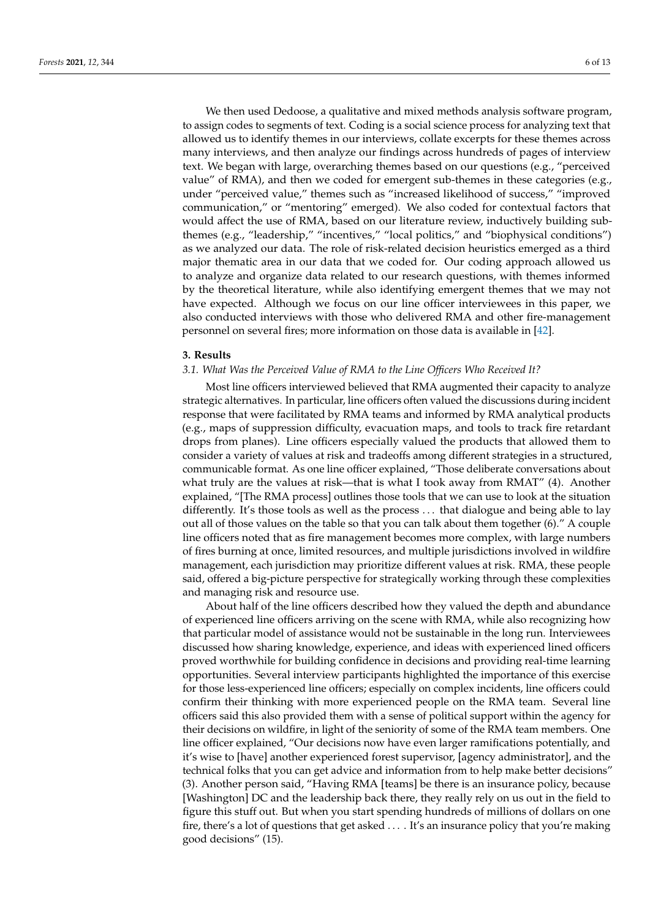We then used Dedoose, a qualitative and mixed methods analysis software program, to assign codes to segments of text. Coding is a social science process for analyzing text that allowed us to identify themes in our interviews, collate excerpts for these themes across many interviews, and then analyze our findings across hundreds of pages of interview text. We began with large, overarching themes based on our questions (e.g., "perceived value" of RMA), and then we coded for emergent sub-themes in these categories (e.g., under "perceived value," themes such as "increased likelihood of success," "improved communication," or "mentoring" emerged). We also coded for contextual factors that would affect the use of RMA, based on our literature review, inductively building sub-themes (e.g., "leadership," "incentives," "local politics," and "biophysical conditions") as we analyzed our data. The role of risk-related decision heuristics emerged as a third major thematic area in our data that we coded for. Our coding approach allowed us to analyze and organize data related to our research questions, with themes informed by the theoretical literature, while also identifying emergent themes that we may not have expected. Although we focus on our line officer interviewees in this paper, we also conducted interviews with those who delivered RMA and other fire-management personnel on several fires; more information on those data is available in [42].

## 3. Results

### 3.1. What Was the Perceived Value of RMA to the Line Officers Who Received It?

Most line officers interviewed believed that RMA augmented their capacity to analyze strategic alternatives. In particular, line officers often valued the discussions during incident response that were facilitated by RMA teams and informed by RMA analytical products (e.g., maps of suppression difficulty, evacuation maps, and tools to track fire retardant drops from planes). Line officers especially valued the products that allowed them to consider a variety of values at risk and tradeoffs among different strategies in a structured, communicable format. As one line officer explained, "Those deliberate conversations about what truly are the values at risk—that is what I took away from RMAT" (4). Another explained, "[The RMA process] outlines those tools that we can use to look at the situation differently. It's those tools as well as the process ... that dialogue and being able to lay out all of those values on the table so that you can talk about them together (6)." A couple line officers noted that as fire management becomes more complex, with large numbers of fires burning at once, limited resources, and multiple jurisdictions involved in wildfire management, each jurisdiction may prioritize different values at risk. RMA, these people said, offered a big-picture perspective for strategically working through these complexities and managing risk and resource use.

About half of the line officers described how they valued the depth and abundance of experienced line officers arriving on the scene with RMA, while also recognizing how that particular model of assistance would not be sustainable in the long run. Interviewees discussed how sharing knowledge, experience, and ideas with experienced lined officers proved worthwhile for building confidence in decisions and providing real-time learning opportunities. Several interview participants highlighted the importance of this exercise for those less-experienced line officers; especially on complex incidents, line officers could confirm their thinking with more experienced people on the RMA team. Several line officers said this also provided them with a sense of political support within the agency for their decisions on wildfire, in light of the seniority of some of the RMA team members. One line officer explained, "Our decisions now have even larger ramifications potentially, and it's wise to [have] another experienced forest supervisor, [agency administrator], and the technical folks that you can get advice and information from to help make better decisions" (3). Another person said, "Having RMA [teams] be there is an insurance policy, because [Washington] DC and the leadership back there, they really rely on us out in the field to figure this stuff out. But when you start spending hundreds of millions of dollars on one fire, there's a lot of questions that get asked .... It's an insurance policy that you're making good decisions" (15).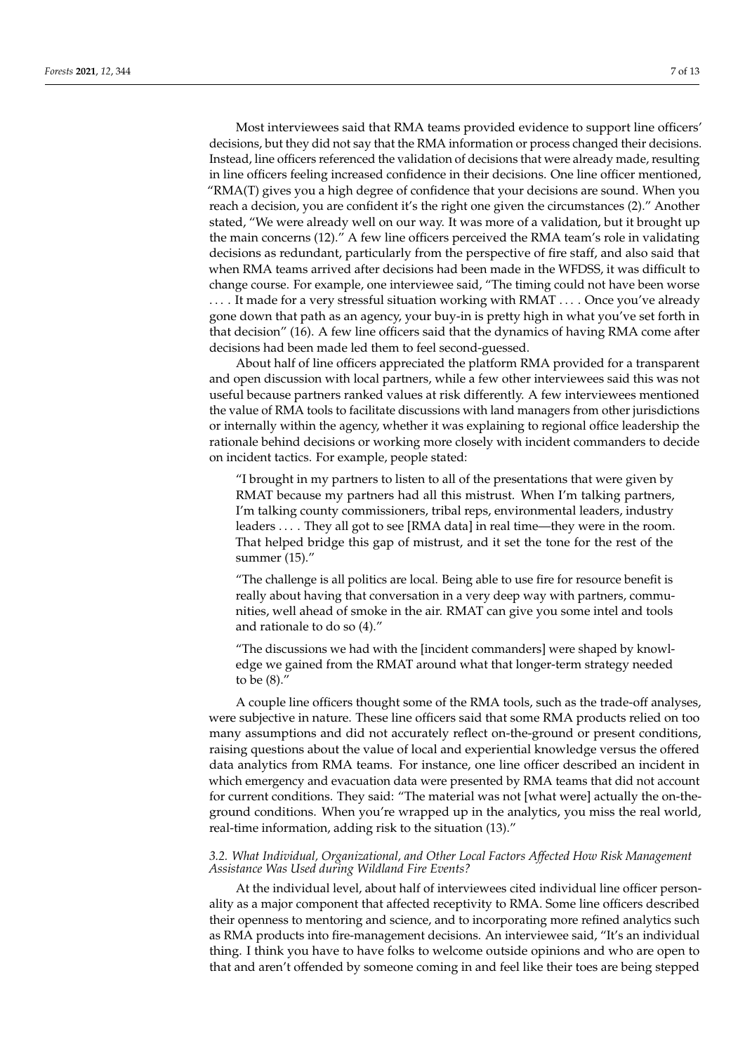Most interviewees said that RMA teams provided evidence to support line officers' decisions, but they did not say that the RMA information or process changed their decisions. Instead, line officers referenced the validation of decisions that were already made, resulting in line officers feeling increased confidence in their decisions. One line officer mentioned, "RMA(T) gives you a high degree of confidence that your decisions are sound. When you reach a decision, you are confident it's the right one given the circumstances (2)." Another stated, "We were already well on our way. It was more of a validation, but it brought up the main concerns (12)." A few line officers perceived the RMA team's role in validating decisions as redundant, particularly from the perspective of fire staff, and also said that when RMA teams arrived after decisions had been made in the WFDSS, it was difficult to change course. For example, one interviewee said, "The timing could not have been worse .... It made for a very stressful situation working with RMAT .... Once you've already gone down that path as an agency, your buy-in is pretty high in what you've set forth in that decision" (16). A few line officers said that the dynamics of having RMA come after decisions had been made led them to feel second-guessed.

About half of line officers appreciated the platform RMA provided for a transparent and open discussion with local partners, while a few other interviewees said this was not useful because partners ranked values at risk differently. A few interviewees mentioned the value of RMA tools to facilitate discussions with land managers from other jurisdictions or internally within the agency, whether it was explaining to regional office leadership the rationale behind decisions or working more closely with incident commanders to decide on incident tactics. For example, people stated:

> "I brought in my partners to listen to all of the presentations that were given by RMAT because my partners had all this mistrust. When I'm talking partners, I'm talking county commissioners, tribal reps, environmental leaders, industry leaders .... They all got to see [RMA data] in real time—they were in the room. That helped bridge this gap of mistrust, and it set the tone for the rest of the summer (15)."

> "The challenge is all politics are local. Being able to use fire for resource benefit is really about having that conversation in a very deep way with partners, communities, well ahead of smoke in the air. RMAT can give you some intel and tools and rationale to do so (4)."

> "The discussions we had with the [incident commanders] were shaped by knowledge we gained from the RMAT around what that longer-term strategy needed to be (8)."

A couple line officers thought some of the RMA tools, such as the trade-off analyses, were subjective in nature. These line officers said that some RMA products relied on too many assumptions and did not accurately reflect on-the-ground or present conditions, raising questions about the value of local and experiential knowledge versus the offered data analytics from RMA teams. For instance, one line officer described an incident in which emergency and evacuation data were presented by RMA teams that did not account for current conditions. They said: "The material was not [what were] actually the on-the-ground conditions. When you're wrapped up in the analytics, you miss the real world, real-time information, adding risk to the situation (13)."

### *3.2. What Individual, Organizational, and Other Local Factors Affected How Risk Management Assistance Was Used during Wildland Fire Events?*

At the individual level, about half of interviewees cited individual line officer personality as a major component that affected receptivity to RMA. Some line officers described their openness to mentoring and science, and to incorporating more refined analytics such as RMA products into fire-management decisions. An interviewee said, "It's an individual thing. I think you have to have folks to welcome outside opinions and who are open to that and aren't offended by someone coming in and feel like their toes are being stepped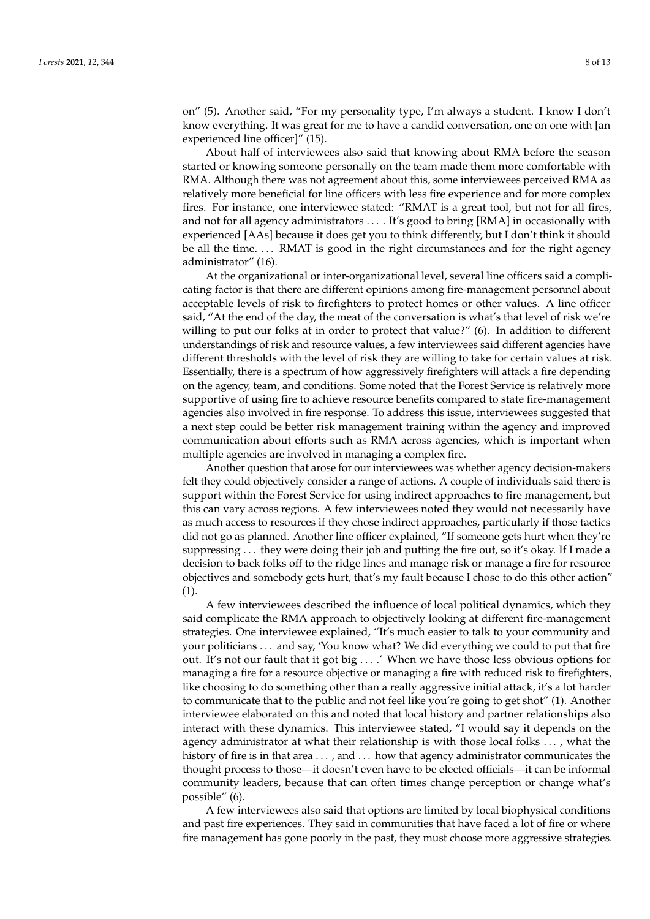on" (5). Another said, "For my personality type, I'm always a student. I know I don't know everything. It was great for me to have a candid conversation, one on one with [an experienced line officer]" (15).

About half of interviewees also said that knowing about RMA before the season started or knowing someone personally on the team made them more comfortable with RMA. Although there was not agreement about this, some interviewees perceived RMA as relatively more beneficial for line officers with less fire experience and for more complex fires. For instance, one interviewee stated: "RMAT is a great tool, but not for all fires, and not for all agency administrators . . . . It's good to bring [RMA] in occasionally with experienced [AAs] because it does get you to think differently, but I don't think it should be all the time. . . . RMAT is good in the right circumstances and for the right agency administrator" (16).

At the organizational or inter-organizational level, several line officers said a complicating factor is that there are different opinions among fire-management personnel about acceptable levels of risk to firefighters to protect homes or other values. A line officer said, "At the end of the day, the meat of the conversation is what's that level of risk we're willing to put our folks at in order to protect that value?" (6). In addition to different understandings of risk and resource values, a few interviewees said different agencies have different thresholds with the level of risk they are willing to take for certain values at risk. Essentially, there is a spectrum of how aggressively firefighters will attack a fire depending on the agency, team, and conditions. Some noted that the Forest Service is relatively more supportive of using fire to achieve resource benefits compared to state fire-management agencies also involved in fire response. To address this issue, interviewees suggested that a next step could be better risk management training within the agency and improved communication about efforts such as RMA across agencies, which is important when multiple agencies are involved in managing a complex fire.

Another question that arose for our interviewees was whether agency decision-makers felt they could objectively consider a range of actions. A couple of individuals said there is support within the Forest Service for using indirect approaches to fire management, but this can vary across regions. A few interviewees noted they would not necessarily have as much access to resources if they chose indirect approaches, particularly if those tactics did not go as planned. Another line officer explained, "If someone gets hurt when they're suppressing . . . they were doing their job and putting the fire out, so it's okay. If I made a decision to back folks off to the ridge lines and manage risk or manage a fire for resource objectives and somebody gets hurt, that's my fault because I chose to do this other action" (1).

A few interviewees described the influence of local political dynamics, which they said complicate the RMA approach to objectively looking at different fire-management strategies. One interviewee explained, "It's much easier to talk to your community and your politicians . . . and say, 'You know what? We did everything we could to put that fire out. It's not our fault that it got big . . . .' When we have those less obvious options for managing a fire for a resource objective or managing a fire with reduced risk to firefighters, like choosing to do something other than a really aggressive initial attack, it's a lot harder to communicate that to the public and not feel like you're going to get shot" (1). Another interviewee elaborated on this and noted that local history and partner relationships also interact with these dynamics. This interviewee stated, "I would say it depends on the agency administrator at what their relationship is with those local folks . . . , what the history of fire is in that area . . . , and . . . how that agency administrator communicates the thought process to those—it doesn't even have to be elected officials—it can be informal community leaders, because that can often times change perception or change what's possible" (6).

A few interviewees also said that options are limited by local biophysical conditions and past fire experiences. They said in communities that have faced a lot of fire or where fire management has gone poorly in the past, they must choose more aggressive strategies.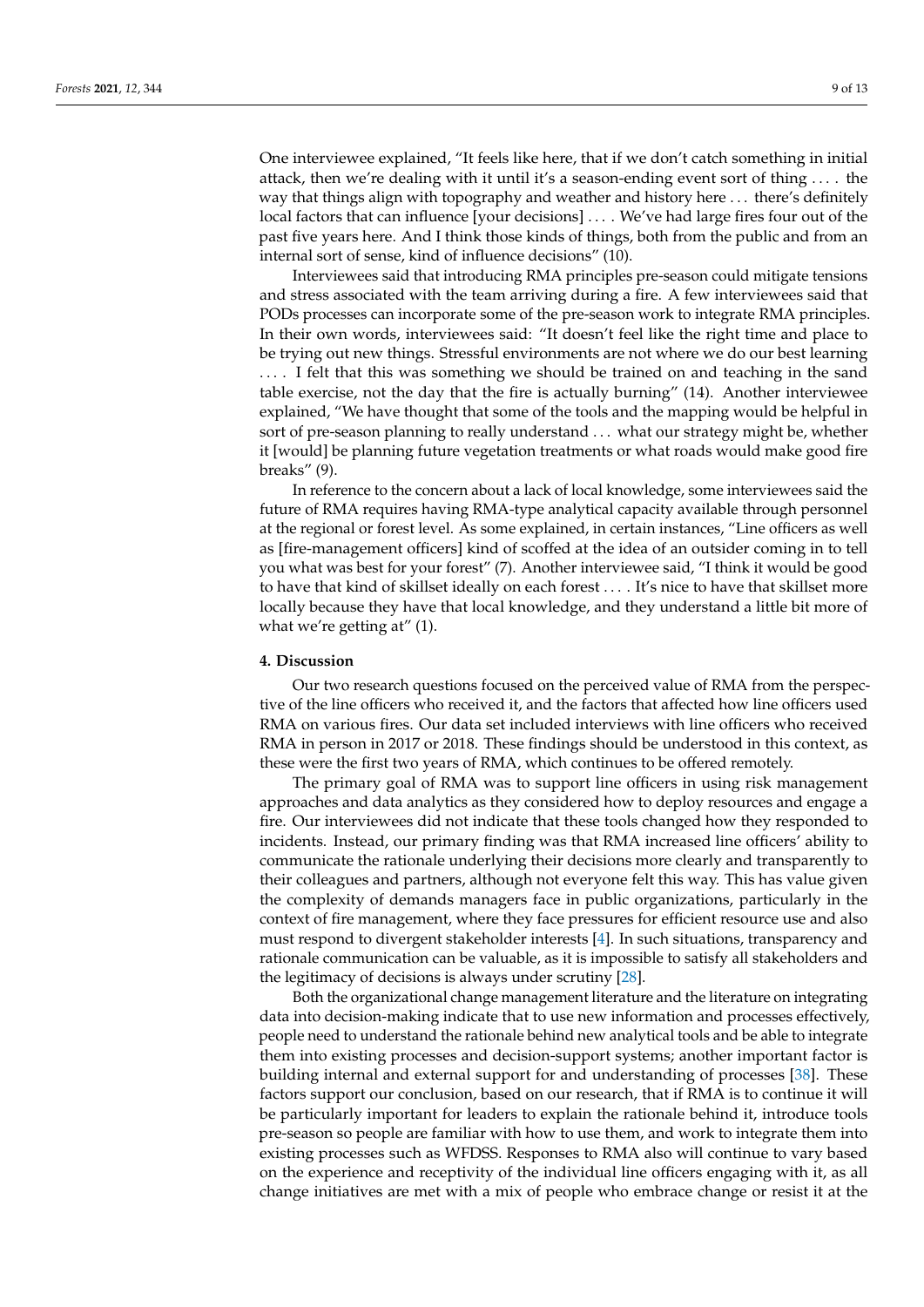One interviewee explained, "It feels like here, that if we don't catch something in initial attack, then we're dealing with it until it's a season-ending event sort of thing . . . . the way that things align with topography and weather and history here . . . there's definitely local factors that can influence [your decisions] . . . . We've had large fires four out of the past five years here. And I think those kinds of things, both from the public and from an internal sort of sense, kind of influence decisions" (10).

Interviewees said that introducing RMA principles pre-season could mitigate tensions and stress associated with the team arriving during a fire. A few interviewees said that PODs processes can incorporate some of the pre-season work to integrate RMA principles. In their own words, interviewees said: "It doesn't feel like the right time and place to be trying out new things. Stressful environments are not where we do our best learning . . . . I felt that this was something we should be trained on and teaching in the sand table exercise, not the day that the fire is actually burning" (14). Another interviewee explained, "We have thought that some of the tools and the mapping would be helpful in sort of pre-season planning to really understand . . . what our strategy might be, whether it [would] be planning future vegetation treatments or what roads would make good fire breaks" (9).

In reference to the concern about a lack of local knowledge, some interviewees said the future of RMA requires having RMA-type analytical capacity available through personnel at the regional or forest level. As some explained, in certain instances, "Line officers as well as [fire-management officers] kind of scoffed at the idea of an outsider coming in to tell you what was best for your forest" (7). Another interviewee said, "I think it would be good to have that kind of skillset ideally on each forest . . . . It's nice to have that skillset more locally because they have that local knowledge, and they understand a little bit more of what we're getting at" (1).

## 4. Discussion

Our two research questions focused on the perceived value of RMA from the perspective of the line officers who received it, and the factors that affected how line officers used RMA on various fires. Our data set included interviews with line officers who received RMA in person in 2017 or 2018. These findings should be understood in this context, as these were the first two years of RMA, which continues to be offered remotely.

The primary goal of RMA was to support line officers in using risk management approaches and data analytics as they considered how to deploy resources and engage a fire. Our interviewees did not indicate that these tools changed how they responded to incidents. Instead, our primary finding was that RMA increased line officers' ability to communicate the rationale underlying their decisions more clearly and transparently to their colleagues and partners, although not everyone felt this way. This has value given the complexity of demands managers face in public organizations, particularly in the context of fire management, where they face pressures for efficient resource use and also must respond to divergent stakeholder interests [4]. In such situations, transparency and rationale communication can be valuable, as it is impossible to satisfy all stakeholders and the legitimacy of decisions is always under scrutiny [28].

Both the organizational change management literature and the literature on integrating data into decision-making indicate that to use new information and processes effectively, people need to understand the rationale behind new analytical tools and be able to integrate them into existing processes and decision-support systems; another important factor is building internal and external support for and understanding of processes [38]. These factors support our conclusion, based on our research, that if RMA is to continue it will be particularly important for leaders to explain the rationale behind it, introduce tools pre-season so people are familiar with how to use them, and work to integrate them into existing processes such as WFDSS. Responses to RMA also will continue to vary based on the experience and receptivity of the individual line officers engaging with it, as all change initiatives are met with a mix of people who embrace change or resist it at the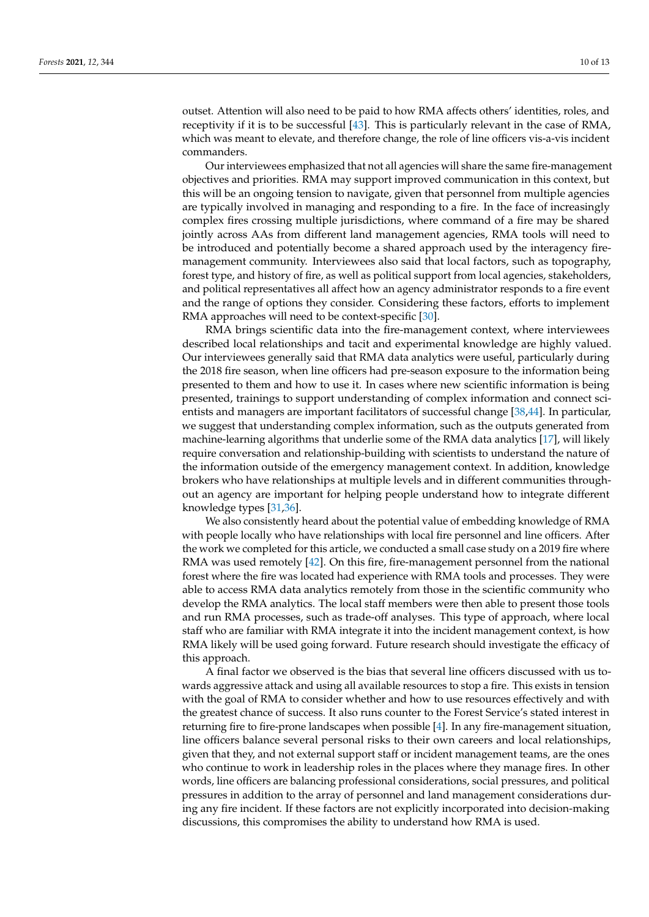outset. Attention will also need to be paid to how RMA affects others' identities, roles, and receptivity if it is to be successful [43]. This is particularly relevant in the case of RMA, which was meant to elevate, and therefore change, the role of line officers vis-a-vis incident commanders.

Our interviewees emphasized that not all agencies will share the same fire-management objectives and priorities. RMA may support improved communication in this context, but this will be an ongoing tension to navigate, given that personnel from multiple agencies are typically involved in managing and responding to a fire. In the face of increasingly complex fires crossing multiple jurisdictions, where command of a fire may be shared jointly across AAs from different land management agencies, RMA tools will need to be introduced and potentially become a shared approach used by the interagency fire-management community. Interviewees also said that local factors, such as topography, forest type, and history of fire, as well as political support from local agencies, stakeholders, and political representatives all affect how an agency administrator responds to a fire event and the range of options they consider. Considering these factors, efforts to implement RMA approaches will need to be context-specific [30].

RMA brings scientific data into the fire-management context, where interviewees described local relationships and tacit and experimental knowledge are highly valued. Our interviewees generally said that RMA data analytics were useful, particularly during the 2018 fire season, when line officers had pre-season exposure to the information being presented to them and how to use it. In cases where new scientific information is being presented, trainings to support understanding of complex information and connect scientists and managers are important facilitators of successful change [38,44]. In particular, we suggest that understanding complex information, such as the outputs generated from machine-learning algorithms that underlie some of the RMA data analytics [17], will likely require conversation and relationship-building with scientists to understand the nature of the information outside of the emergency management context. In addition, knowledge brokers who have relationships at multiple levels and in different communities throughout an agency are important for helping people understand how to integrate different knowledge types [31,36].

We also consistently heard about the potential value of embedding knowledge of RMA with people locally who have relationships with local fire personnel and line officers. After the work we completed for this article, we conducted a small case study on a 2019 fire where RMA was used remotely [42]. On this fire, fire-management personnel from the national forest where the fire was located had experience with RMA tools and processes. They were able to access RMA data analytics remotely from those in the scientific community who develop the RMA analytics. The local staff members were then able to present those tools and run RMA processes, such as trade-off analyses. This type of approach, where local staff who are familiar with RMA integrate it into the incident management context, is how RMA likely will be used going forward. Future research should investigate the efficacy of this approach.

A final factor we observed is the bias that several line officers discussed with us towards aggressive attack and using all available resources to stop a fire. This exists in tension with the goal of RMA to consider whether and how to use resources effectively and with the greatest chance of success. It also runs counter to the Forest Service's stated interest in returning fire to fire-prone landscapes when possible [4]. In any fire-management situation, line officers balance several personal risks to their own careers and local relationships, given that they, and not external support staff or incident management teams, are the ones who continue to work in leadership roles in the places where they manage fires. In other words, line officers are balancing professional considerations, social pressures, and political pressures in addition to the array of personnel and land management considerations during any fire incident. If these factors are not explicitly incorporated into decision-making discussions, this compromises the ability to understand how RMA is used.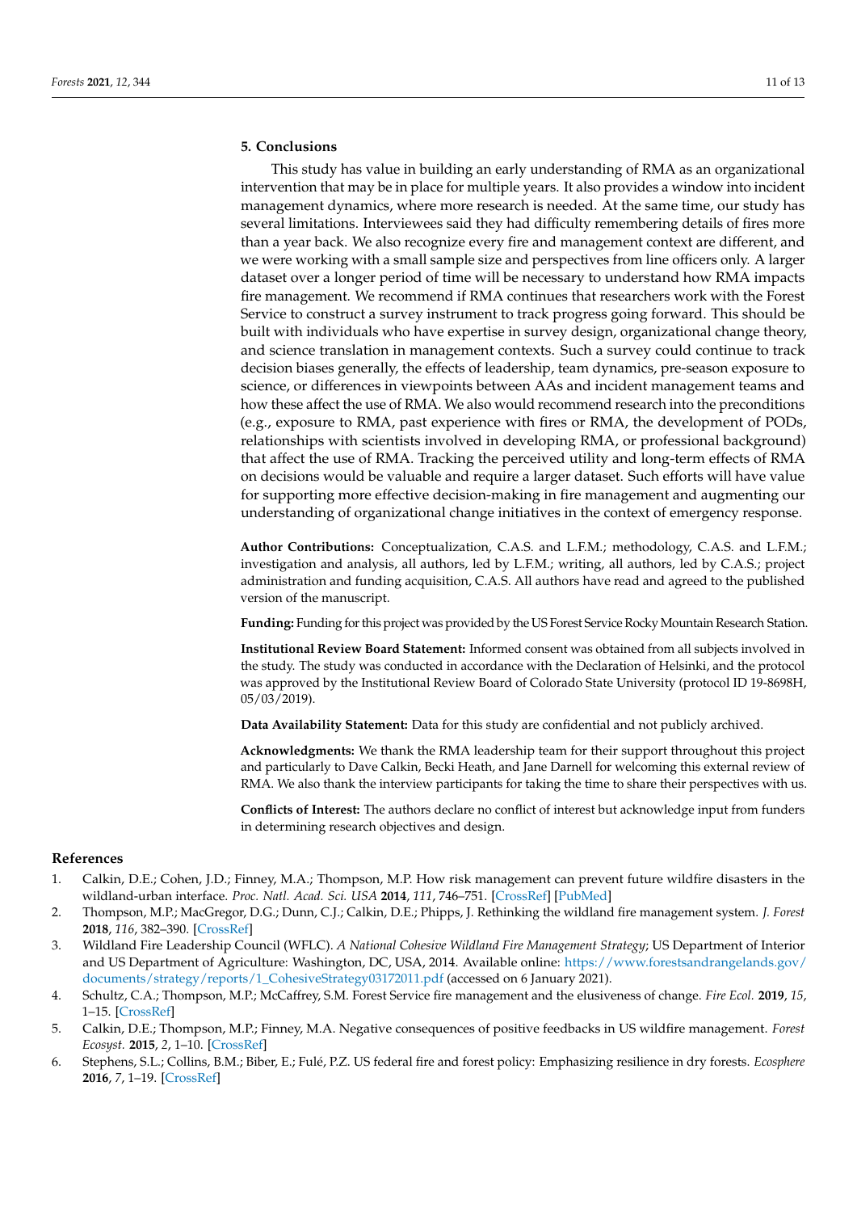## 5. Conclusions

This study has value in building an early understanding of RMA as an organizational intervention that may be in place for multiple years. It also provides a window into incident management dynamics, where more research is needed. At the same time, our study has several limitations. Interviewees said they had difficulty remembering details of fires more than a year back. We also recognize every fire and management context are different, and we were working with a small sample size and perspectives from line officers only. A larger dataset over a longer period of time will be necessary to understand how RMA impacts fire management. We recommend if RMA continues that researchers work with the Forest Service to construct a survey instrument to track progress going forward. This should be built with individuals who have expertise in survey design, organizational change theory, and science translation in management contexts. Such a survey could continue to track decision biases generally, the effects of leadership, team dynamics, pre-season exposure to science, or differences in viewpoints between AAs and incident management teams and how these affect the use of RMA. We also would recommend research into the preconditions (e.g., exposure to RMA, past experience with fires or RMA, the development of PODs, relationships with scientists involved in developing RMA, or professional background) that affect the use of RMA. Tracking the perceived utility and long-term effects of RMA on decisions would be valuable and require a larger dataset. Such efforts will have value for supporting more effective decision-making in fire management and augmenting our understanding of organizational change initiatives in the context of emergency response.

**Author Contributions:** Conceptualization, C.A.S. and L.F.M.; methodology, C.A.S. and L.F.M.; investigation and analysis, all authors, led by L.F.M.; writing, all authors, led by C.A.S.; project administration and funding acquisition, C.A.S. All authors have read and agreed to the published version of the manuscript.

**Funding:** Funding for this project was provided by the US Forest Service Rocky Mountain Research Station.

**Institutional Review Board Statement:** Informed consent was obtained from all subjects involved in the study. The study was conducted in accordance with the Declaration of Helsinki, and the protocol was approved by the Institutional Review Board of Colorado State University (protocol ID 19-8698H, 05/03/2019).

**Data Availability Statement:** Data for this study are confidential and not publicly archived.

**Acknowledgments:** We thank the RMA leadership team for their support throughout this project and particularly to Dave Calkin, Becki Heath, and Jane Darnell for welcoming this external review of RMA. We also thank the interview participants for taking the time to share their perspectives with us.

**Conflicts of Interest:** The authors declare no conflict of interest but acknowledge input from funders in determining research objectives and design.

## References

1. Calkin, D.E.; Cohen, J.D.; Finney, M.A.; Thompson, M.P. How risk management can prevent future wildfire disasters in the wildland-urban interface. *Proc. Natl. Acad. Sci. USA* **2014**, *111*, 746–751. [CrossRef] [PubMed]
2. Thompson, M.P.; MacGregor, D.G.; Dunn, C.J.; Calkin, D.E.; Phipps, J. Rethinking the wildland fire management system. *J. Forest* **2018**, *116*, 382–390. [CrossRef]
3. Wildland Fire Leadership Council (WFLC). *A National Cohesive Wildland Fire Management Strategy*; US Department of Interior and US Department of Agriculture: Washington, DC, USA, 2014. Available online: https://www.forestsandrangelands.gov/documents/strategy/reports/1_CohesiveStrategy03172011.pdf (accessed on 6 January 2021).
4. Schultz, C.A.; Thompson, M.P.; McCaffrey, S.M. Forest Service fire management and the elusiveness of change. *Fire Ecol.* **2019**, *15*, 1–15. [CrossRef]
5. Calkin, D.E.; Thompson, M.P.; Finney, M.A. Negative consequences of positive feedbacks in US wildfire management. *Forest Ecosyst.* **2015**, *2*, 1–10. [CrossRef]
6. Stephens, S.L.; Collins, B.M.; Biber, E.; Fulé, P.Z. US federal fire and forest policy: Emphasizing resilience in dry forests. *Ecosphere* **2016**, *7*, 1–19. [CrossRef]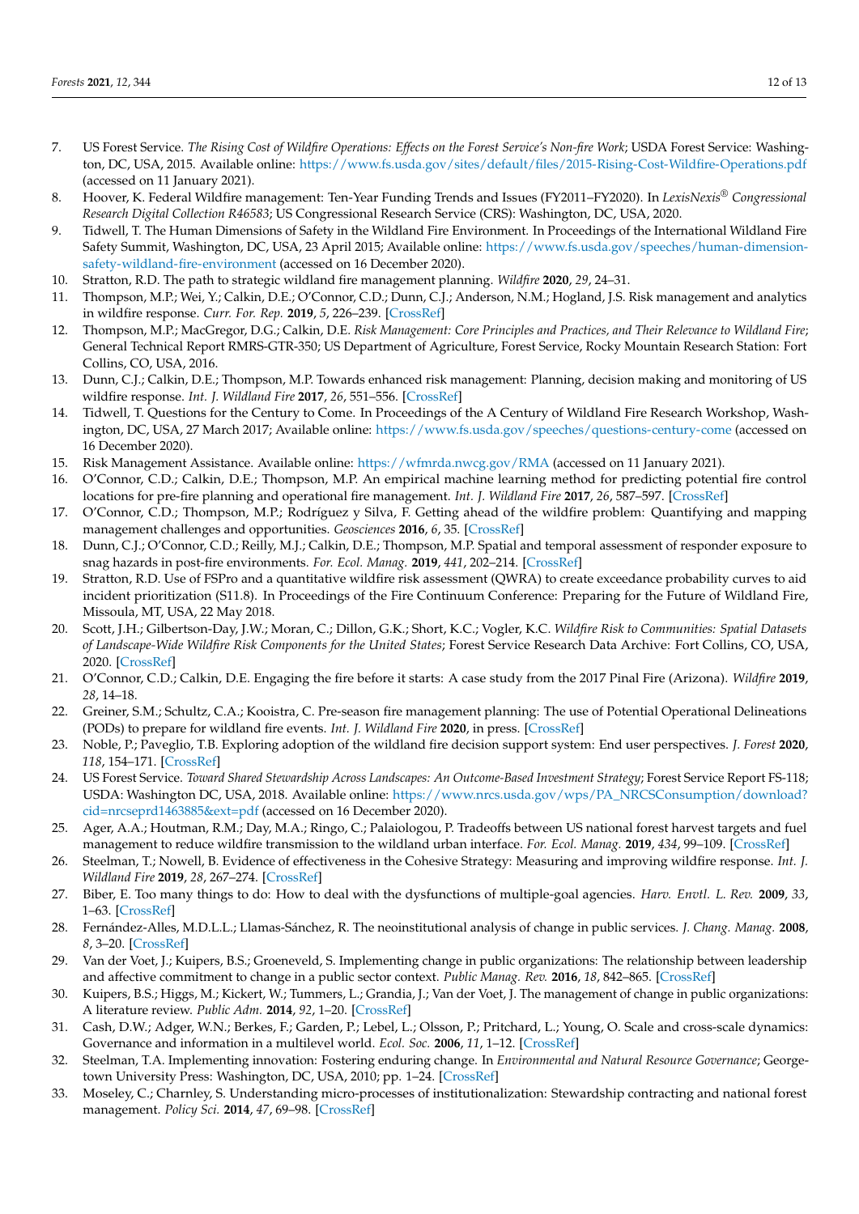7. US Forest Service. *The Rising Cost of Wildfire Operations: Effects on the Forest Service's Non-fire Work*; USDA Forest Service: Washington, DC, USA, 2015. Available online: https://www.fs.usda.gov/sites/default/files/2015-Rising-Cost-Wildfire-Operations.pdf (accessed on 11 January 2021).
8. Hoover, K. Federal Wildfire management: Ten-Year Funding Trends and Issues (FY2011–FY2020). In *LexisNexis® Congressional Research Digital Collection R46583*; US Congressional Research Service (CRS): Washington, DC, USA, 2020.
9. Tidwell, T. The Human Dimensions of Safety in the Wildland Fire Environment. In Proceedings of the International Wildland Fire Safety Summit, Washington, DC, USA, 23 April 2015; Available online: https://www.fs.usda.gov/speeches/human-dimension-safety-wildland-fire-environment (accessed on 16 December 2020).
10. Stratton, R.D. The path to strategic wildland fire management planning. *Wildfire* **2020**, *29*, 24–31.
11. Thompson, M.P.; Wei, Y.; Calkin, D.E.; O'Connor, C.D.; Dunn, C.J.; Anderson, N.M.; Hogland, J.S. Risk management and analytics in wildfire response. *Curr. For. Rep.* **2019**, *5*, 226–239. [CrossRef]
12. Thompson, M.P.; MacGregor, D.G.; Calkin, D.E. *Risk Management: Core Principles and Practices, and Their Relevance to Wildland Fire*; General Technical Report RMRS-GTR-350; US Department of Agriculture, Forest Service, Rocky Mountain Research Station: Fort Collins, CO, USA, 2016.
13. Dunn, C.J.; Calkin, D.E.; Thompson, M.P. Towards enhanced risk management: Planning, decision making and monitoring of US wildfire response. *Int. J. Wildland Fire* **2017**, *26*, 551–556. [CrossRef]
14. Tidwell, T. Questions for the Century to Come. In Proceedings of the A Century of Wildland Fire Research Workshop, Washington, DC, USA, 27 March 2017; Available online: https://www.fs.usda.gov/speeches/questions-century-come (accessed on 16 December 2020).
15. Risk Management Assistance. Available online: https://wfmrda.nwcg.gov/RMA (accessed on 11 January 2021).
16. O'Connor, C.D.; Calkin, D.E.; Thompson, M.P. An empirical machine learning method for predicting potential fire control locations for pre-fire planning and operational fire management. *Int. J. Wildland Fire* **2017**, *26*, 587–597. [CrossRef]
17. O'Connor, C.D.; Thompson, M.P.; Rodríguez y Silva, F. Getting ahead of the wildfire problem: Quantifying and mapping management challenges and opportunities. *Geosciences* **2016**, *6*, 35. [CrossRef]
18. Dunn, C.J.; O'Connor, C.D.; Reilly, M.J.; Calkin, D.E.; Thompson, M.P. Spatial and temporal assessment of responder exposure to snag hazards in post-fire environments. *For. Ecol. Manag.* **2019**, *441*, 202–214. [CrossRef]
19. Stratton, R.D. Use of FSPro and a quantitative wildfire risk assessment (QWRA) to create exceedance probability curves to aid incident prioritization (S11.8). In Proceedings of the Fire Continuum Conference: Preparing for the Future of Wildland Fire, Missoula, MT, USA, 22 May 2018.
20. Scott, J.H.; Gilbertson-Day, J.W.; Moran, C.; Dillon, G.K.; Short, K.C.; Vogler, K.C. *Wildfire Risk to Communities: Spatial Datasets of Landscape-Wide Wildfire Risk Components for the United States*; Forest Service Research Data Archive: Fort Collins, CO, USA, 2020. [CrossRef]
21. O'Connor, C.D.; Calkin, D.E. Engaging the fire before it starts: A case study from the 2017 Pinal Fire (Arizona). *Wildfire* **2019**, *28*, 14–18.
22. Greiner, S.M.; Schultz, C.A.; Kooistra, C. Pre-season fire management planning: The use of Potential Operational Delineations (PODs) to prepare for wildland fire events. *Int. J. Wildland Fire* **2020**, in press. [CrossRef]
23. Noble, P.; Paveglio, T.B. Exploring adoption of the wildland fire decision support system: End user perspectives. *J. Forest* **2020**, *118*, 154–171. [CrossRef]
24. US Forest Service. *Toward Shared Stewardship Across Landscapes: An Outcome-Based Investment Strategy*; Forest Service Report FS-118; USDA: Washington DC, USA, 2018. Available online: https://www.nrcs.usda.gov/wps/PA_NRCSConsumption/download?cid=nrcseprd1463885&ext=pdf (accessed on 16 December 2020).
25. Ager, A.A.; Houtman, R.M.; Day, M.A.; Ringo, C.; Palaiologou, P. Tradeoffs between US national forest harvest targets and fuel management to reduce wildfire transmission to the wildland urban interface. *For. Ecol. Manag.* **2019**, *434*, 99–109. [CrossRef]
26. Steelman, T.; Nowell, B. Evidence of effectiveness in the Cohesive Strategy: Measuring and improving wildfire response. *Int. J. Wildland Fire* **2019**, *28*, 267–274. [CrossRef]
27. Biber, E. Too many things to do: How to deal with the dysfunctions of multiple-goal agencies. *Harv. Envtl. L. Rev.* **2009**, *33*, 1–63. [CrossRef]
28. Fernández-Alles, M.D.L.L.; Llamas-Sánchez, R. The neoinstitutional analysis of change in public services. *J. Chang. Manag.* **2008**, *8*, 3–20. [CrossRef]
29. Van der Voet, J.; Kuipers, B.S.; Groeneveld, S. Implementing change in public organizations: The relationship between leadership and affective commitment to change in a public sector context. *Public Manag. Rev.* **2016**, *18*, 842–865. [CrossRef]
30. Kuipers, B.S.; Higgs, M.; Kickert, W.; Tummers, L.; Grandia, J.; Van der Voet, J. The management of change in public organizations: A literature review. *Public Adm.* **2014**, *92*, 1–20. [CrossRef]
31. Cash, D.W.; Adger, W.N.; Berkes, F.; Garden, P.; Lebel, L.; Olsson, P.; Pritchard, L.; Young, O. Scale and cross-scale dynamics: Governance and information in a multilevel world. *Ecol. Soc.* **2006**, *11*, 1–12. [CrossRef]
32. Steelman, T.A. Implementing innovation: Fostering enduring change. In *Environmental and Natural Resource Governance*; Georgetown University Press: Washington, DC, USA, 2010; pp. 1–24. [CrossRef]
33. Moseley, C.; Charnley, S. Understanding micro-processes of institutionalization: Stewardship contracting and national forest management. *Policy Sci.* **2014**, *47*, 69–98. [CrossRef]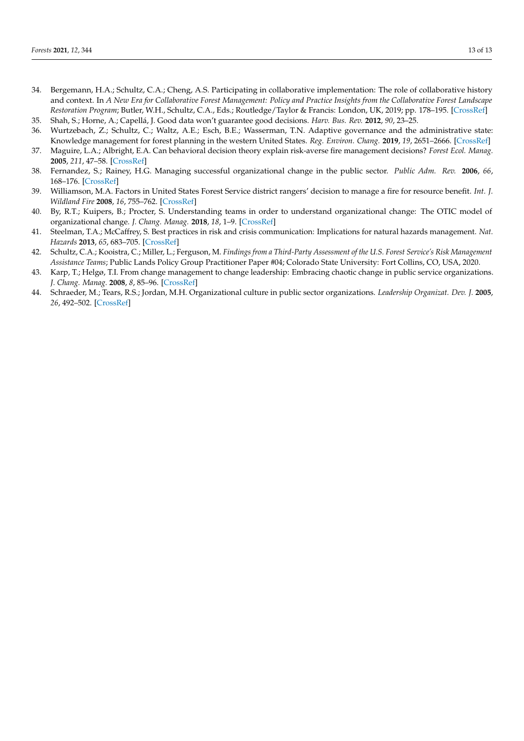34. Bergemann, H.A.; Schultz, C.A.; Cheng, A.S. Participating in collaborative implementation: The role of collaborative history and context. In *A New Era for Collaborative Forest Management: Policy and Practice Insights from the Collaborative Forest Landscape Restoration Program*; Butler, W.H., Schultz, C.A., Eds.; Routledge/Taylor & Francis: London, UK, 2019; pp. 178–195. [CrossRef]
35. Shah, S.; Horne, A.; Capellá, J. Good data won't guarantee good decisions. *Harv. Bus. Rev.* **2012**, *90*, 23–25.
36. Wurtzebach, Z.; Schultz, C.; Waltz, A.E.; Esch, B.E.; Wasserman, T.N. Adaptive governance and the administrative state: Knowledge management for forest planning in the western United States. *Reg. Environ. Chang.* **2019**, *19*, 2651–2666. [CrossRef]
37. Maguire, L.A.; Albright, E.A. Can behavioral decision theory explain risk-averse fire management decisions? *Forest Ecol. Manag.* **2005**, *211*, 47–58. [CrossRef]
38. Fernandez, S.; Rainey, H.G. Managing successful organizational change in the public sector. *Public Adm. Rev.* **2006**, *66*, 168–176. [CrossRef]
39. Williamson, M.A. Factors in United States Forest Service district rangers' decision to manage a fire for resource benefit. *Int. J. Wildland Fire* **2008**, *16*, 755–762. [CrossRef]
40. By, R.T.; Kuipers, B.; Procter, S. Understanding teams in order to understand organizational change: The OTIC model of organizational change. *J. Chang. Manag.* **2018**, *18*, 1–9. [CrossRef]
41. Steelman, T.A.; McCaffrey, S. Best practices in risk and crisis communication: Implications for natural hazards management. *Nat. Hazards* **2013**, *65*, 683–705. [CrossRef]
42. Schultz, C.A.; Kooistra, C.; Miller, L.; Ferguson, M. *Findings from a Third-Party Assessment of the U.S. Forest Service's Risk Management Assistance Teams*; Public Lands Policy Group Practitioner Paper #04; Colorado State University: Fort Collins, CO, USA, 2020.
43. Karp, T.; Helgø, T.I. From change management to change leadership: Embracing chaotic change in public service organizations. *J. Chang. Manag.* **2008**, *8*, 85–96. [CrossRef]
44. Schraeder, M.; Tears, R.S.; Jordan, M.H. Organizational culture in public sector organizations. *Leadership Organizat. Dev. J.* **2005**, *26*, 492–502. [CrossRef]